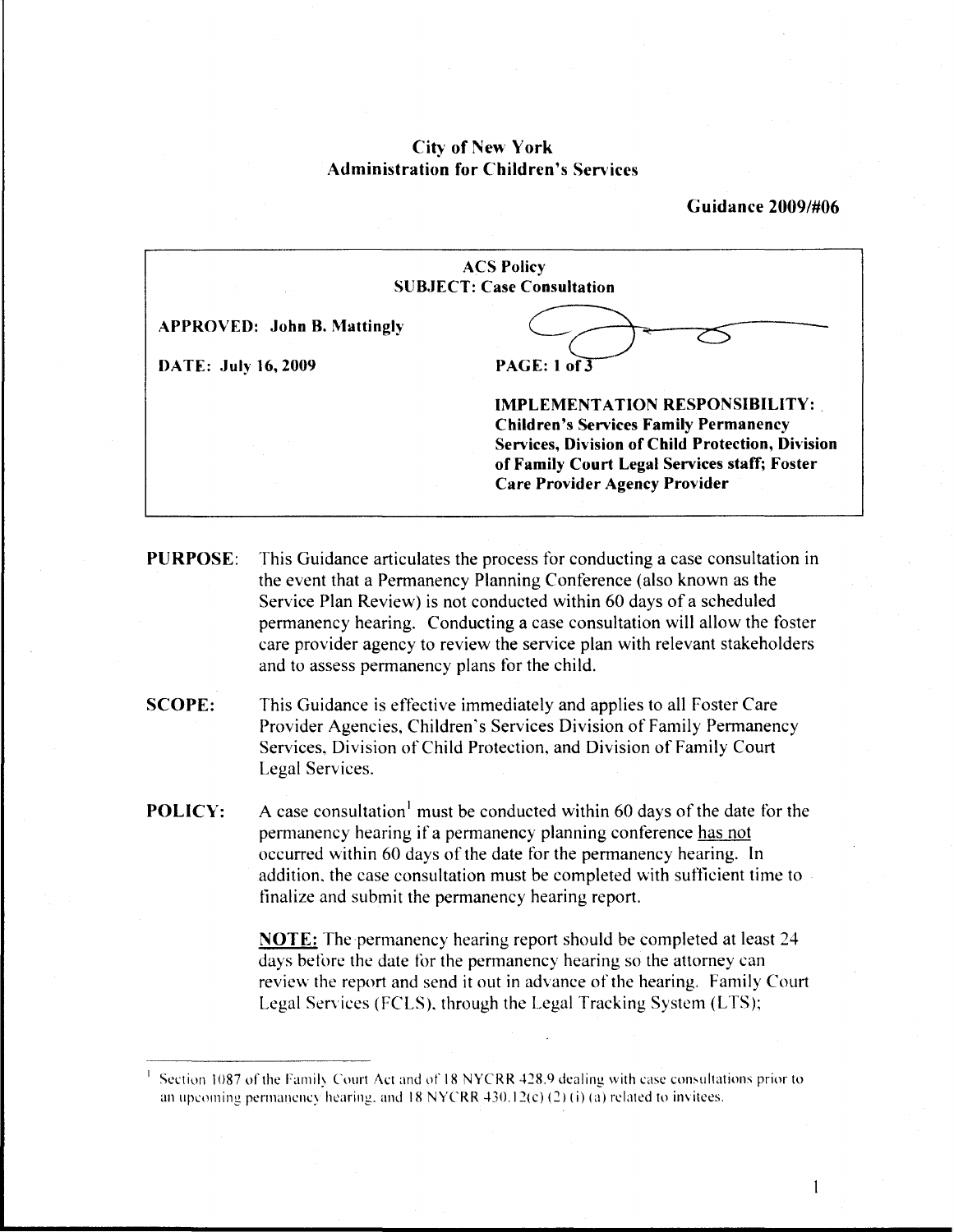City of New York
Administration for Children's Services

**Guidance 2009/#06**

| ACS Policy<br>SUBJECT: Case Consultation | |
|---|---|
| **APPROVED: John B. Mattingly** | |
| **DATE: July 16, 2009** | **PAGE: 1 of 3** |
| | **IMPLEMENTATION RESPONSIBILITY: Children's Services Family Permanency Services, Division of Child Protection, Division of Family Court Legal Services staff; Foster Care Provider Agency Provider** |

**PURPOSE:** This Guidance articulates the process for conducting a case consultation in the event that a Permanency Planning Conference (also known as the Service Plan Review) is not conducted within 60 days of a scheduled permanency hearing. Conducting a case consultation will allow the foster care provider agency to review the service plan with relevant stakeholders and to assess permanency plans for the child.

**SCOPE:** This Guidance is effective immediately and applies to all Foster Care Provider Agencies, Children's Services Division of Family Permanency Services, Division of Child Protection, and Division of Family Court Legal Services.

**POLICY:** A case consultation[1] must be conducted within 60 days of the date for the permanency hearing if a permanency planning conference has not occurred within 60 days of the date for the permanency hearing. In addition, the case consultation must be completed with sufficient time to finalize and submit the permanency hearing report.

**NOTE:** The permanency hearing report should be completed at least 24 days before the date for the permanency hearing so the attorney can review the report and send it out in advance of the hearing. Family Court Legal Services (FCLS), through the Legal Tracking System (LTS);

[1] Section 1087 of the Family Court Act and of 18 NYCRR 428.9 dealing with case consultations prior to an upcoming permanency hearing, and 18 NYCRR 430.12(c) (2) (i) (a) related to invitees.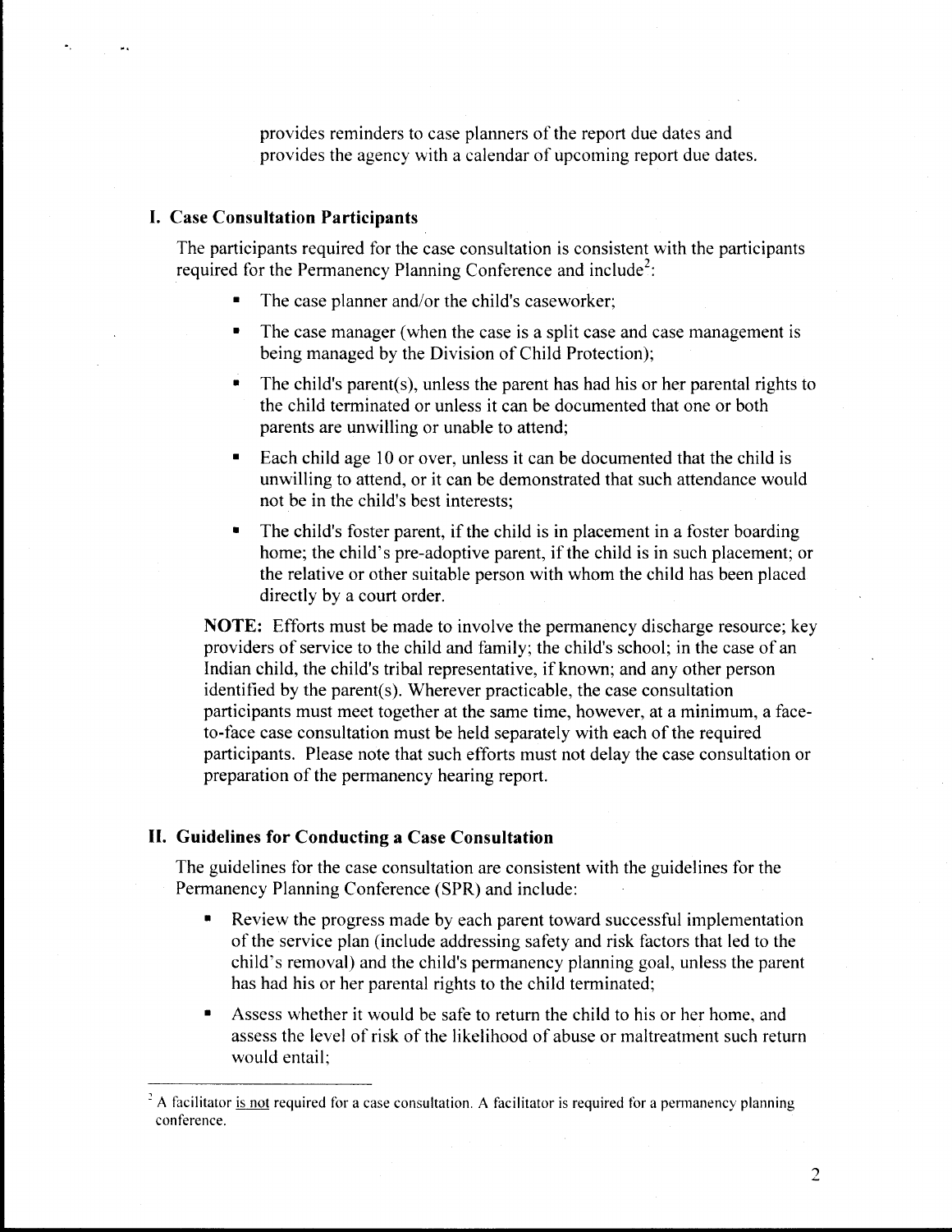provides reminders to case planners of the report due dates and provides the agency with a calendar of upcoming report due dates.

## I. Case Consultation Participants

The participants required for the case consultation is consistent with the participants required for the Permanency Planning Conference and include[2]:

- The case planner and/or the child's caseworker;
- The case manager (when the case is a split case and case management is being managed by the Division of Child Protection);
- The child's parent(s), unless the parent has had his or her parental rights to the child terminated or unless it can be documented that one or both parents are unwilling or unable to attend;
- Each child age 10 or over, unless it can be documented that the child is unwilling to attend, or it can be demonstrated that such attendance would not be in the child's best interests;
- The child's foster parent, if the child is in placement in a foster boarding home; the child's pre-adoptive parent, if the child is in such placement; or the relative or other suitable person with whom the child has been placed directly by a court order.

**NOTE:** Efforts must be made to involve the permanency discharge resource; key providers of service to the child and family; the child's school; in the case of an Indian child, the child's tribal representative, if known; and any other person identified by the parent(s). Wherever practicable, the case consultation participants must meet together at the same time, however, at a minimum, a face-to-face case consultation must be held separately with each of the required participants. Please note that such efforts must not delay the case consultation or preparation of the permanency hearing report.

## II. Guidelines for Conducting a Case Consultation

The guidelines for the case consultation are consistent with the guidelines for the Permanency Planning Conference (SPR) and include:

- Review the progress made by each parent toward successful implementation of the service plan (include addressing safety and risk factors that led to the child's removal) and the child's permanency planning goal, unless the parent has had his or her parental rights to the child terminated;
- Assess whether it would be safe to return the child to his or her home, and assess the level of risk of the likelihood of abuse or maltreatment such return would entail;

---

[2] A facilitator <u>is not</u> required for a case consultation. A facilitator is required for a permanency planning conference.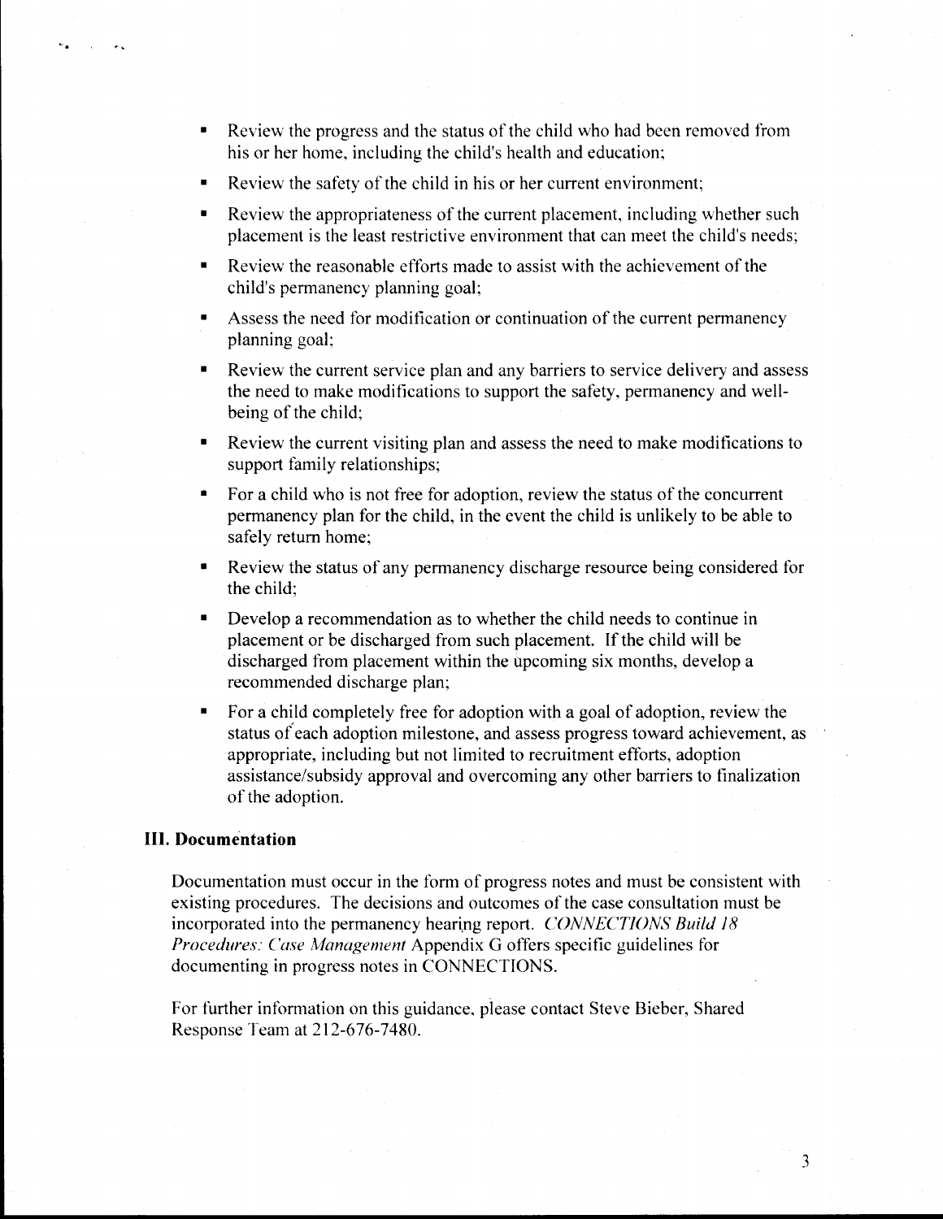- Review the progress and the status of the child who had been removed from his or her home, including the child's health and education;
- Review the safety of the child in his or her current environment;
- Review the appropriateness of the current placement, including whether such placement is the least restrictive environment that can meet the child's needs;
- Review the reasonable efforts made to assist with the achievement of the child's permanency planning goal;
- Assess the need for modification or continuation of the current permanency planning goal;
- Review the current service plan and any barriers to service delivery and assess the need to make modifications to support the safety, permanency and well-being of the child;
- Review the current visiting plan and assess the need to make modifications to support family relationships;
- For a child who is not free for adoption, review the status of the concurrent permanency plan for the child, in the event the child is unlikely to be able to safely return home;
- Review the status of any permanency discharge resource being considered for the child;
- Develop a recommendation as to whether the child needs to continue in placement or be discharged from such placement. If the child will be discharged from placement within the upcoming six months, develop a recommended discharge plan;
- For a child completely free for adoption with a goal of adoption, review the status of each adoption milestone, and assess progress toward achievement, as appropriate, including but not limited to recruitment efforts, adoption assistance/subsidy approval and overcoming any other barriers to finalization of the adoption.

## III. Documentation

Documentation must occur in the form of progress notes and must be consistent with existing procedures. The decisions and outcomes of the case consultation must be incorporated into the permanency hearing report. *CONNECTIONS Build 18 Procedures: Case Management* Appendix G offers specific guidelines for documenting in progress notes in CONNECTIONS.

For further information on this guidance, please contact Steve Bieber, Shared Response Team at 212-676-7480.